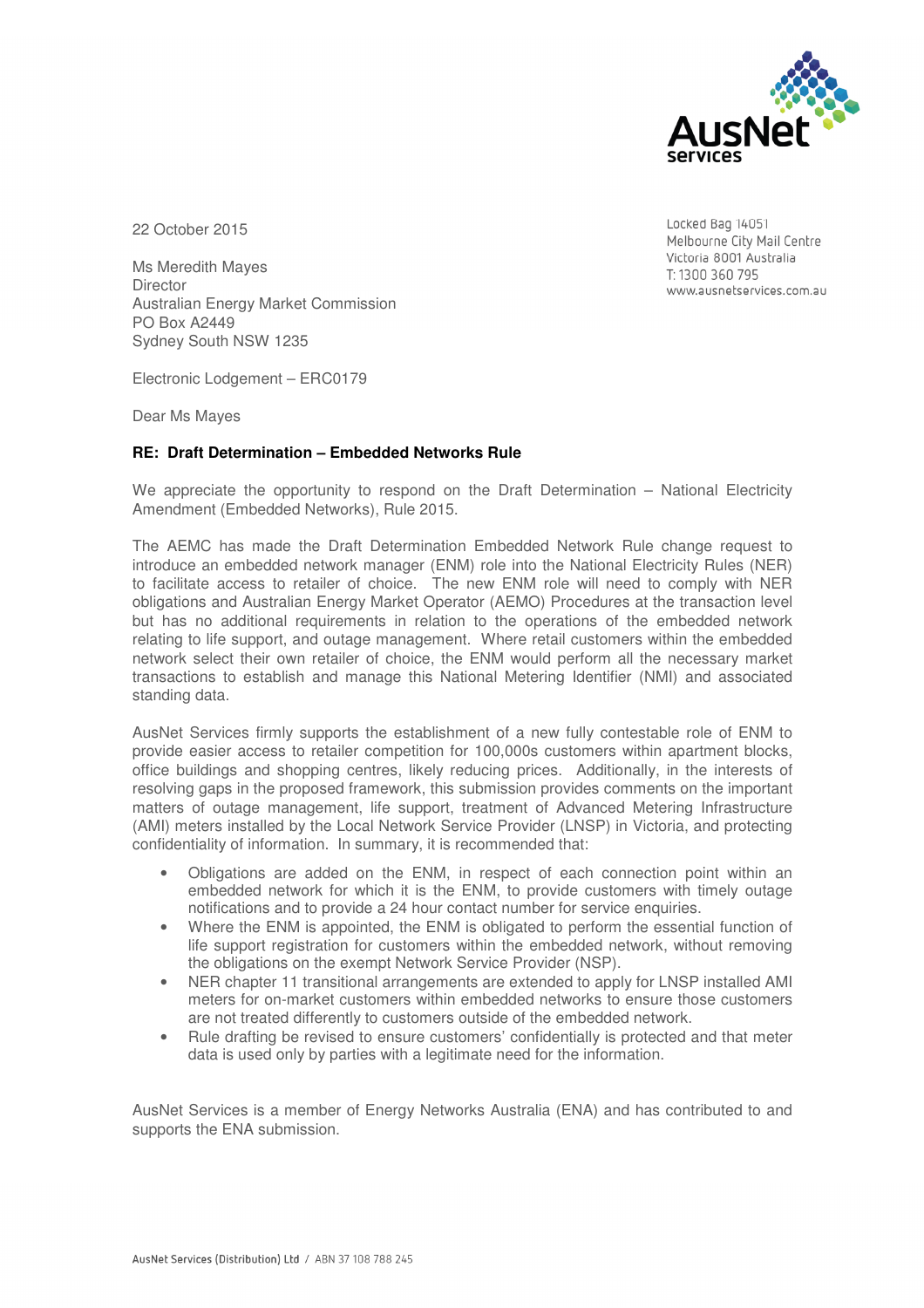22 October 2015

Locked Bag 14051
Melbourne City Mail Centre
Victoria 8001 Australia
T: 1300 360 795
www.ausnetservices.com.au

Ms Meredith Mayes
Director
Australian Energy Market Commission
PO Box A2449
Sydney South NSW 1235

Electronic Lodgement – ERC0179

Dear Ms Mayes

**RE: Draft Determination – Embedded Networks Rule**

We appreciate the opportunity to respond on the Draft Determination – National Electricity Amendment (Embedded Networks), Rule 2015.

The AEMC has made the Draft Determination Embedded Network Rule change request to introduce an embedded network manager (ENM) role into the National Electricity Rules (NER) to facilitate access to retailer of choice. The new ENM role will need to comply with NER obligations and Australian Energy Market Operator (AEMO) Procedures at the transaction level but has no additional requirements in relation to the operations of the embedded network relating to life support, and outage management. Where retail customers within the embedded network select their own retailer of choice, the ENM would perform all the necessary market transactions to establish and manage this National Metering Identifier (NMI) and associated standing data.

AusNet Services firmly supports the establishment of a new fully contestable role of ENM to provide easier access to retailer competition for 100,000s customers within apartment blocks, office buildings and shopping centres, likely reducing prices. Additionally, in the interests of resolving gaps in the proposed framework, this submission provides comments on the important matters of outage management, life support, treatment of Advanced Metering Infrastructure (AMI) meters installed by the Local Network Service Provider (LNSP) in Victoria, and protecting confidentiality of information. In summary, it is recommended that:

- Obligations are added on the ENM, in respect of each connection point within an embedded network for which it is the ENM, to provide customers with timely outage notifications and to provide a 24 hour contact number for service enquiries.
- Where the ENM is appointed, the ENM is obligated to perform the essential function of life support registration for customers within the embedded network, without removing the obligations on the exempt Network Service Provider (NSP).
- NER chapter 11 transitional arrangements are extended to apply for LNSP installed AMI meters for on-market customers within embedded networks to ensure those customers are not treated differently to customers outside of the embedded network.
- Rule drafting be revised to ensure customers' confidentially is protected and that meter data is used only by parties with a legitimate need for the information.

AusNet Services is a member of Energy Networks Australia (ENA) and has contributed to and supports the ENA submission.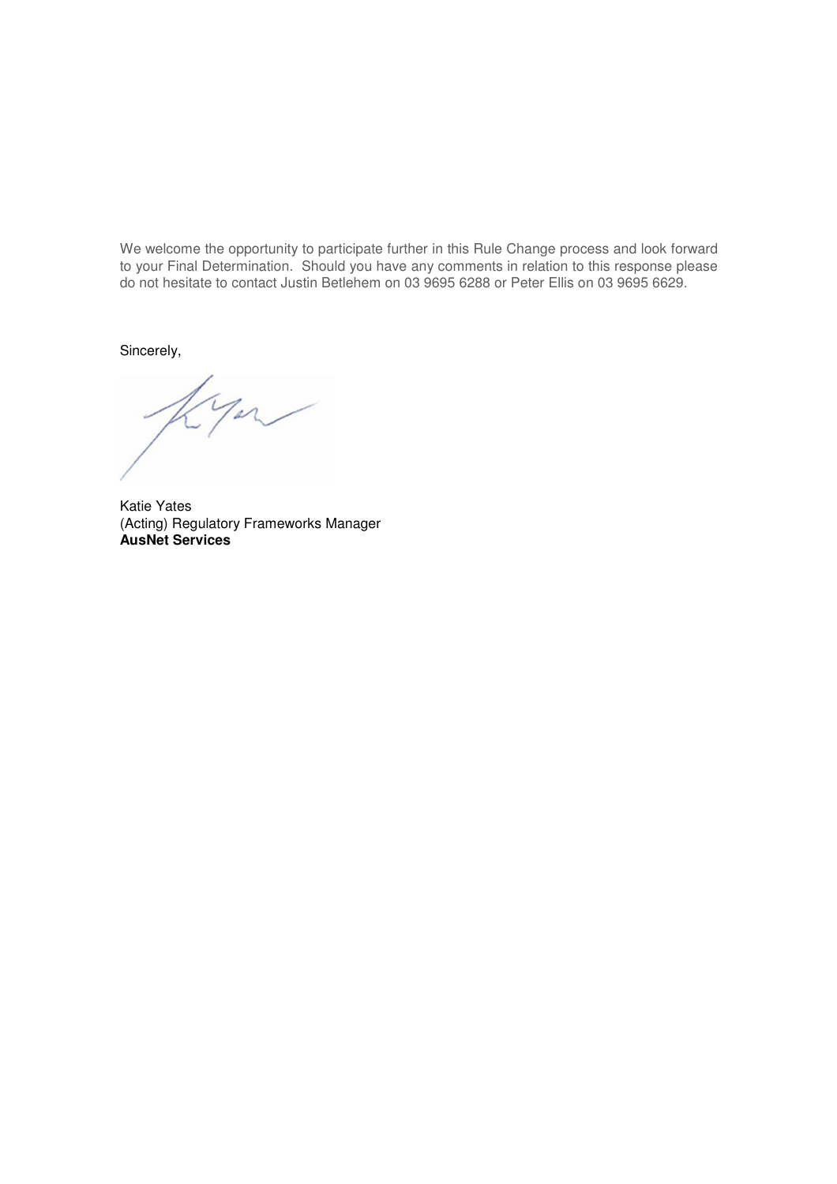We welcome the opportunity to participate further in this Rule Change process and look forward to your Final Determination. Should you have any comments in relation to this response please do not hesitate to contact Justin Betlehem on 03 9695 6288 or Peter Ellis on 03 9695 6629.

Sincerely,

Katie Yates
(Acting) Regulatory Frameworks Manager
**AusNet Services**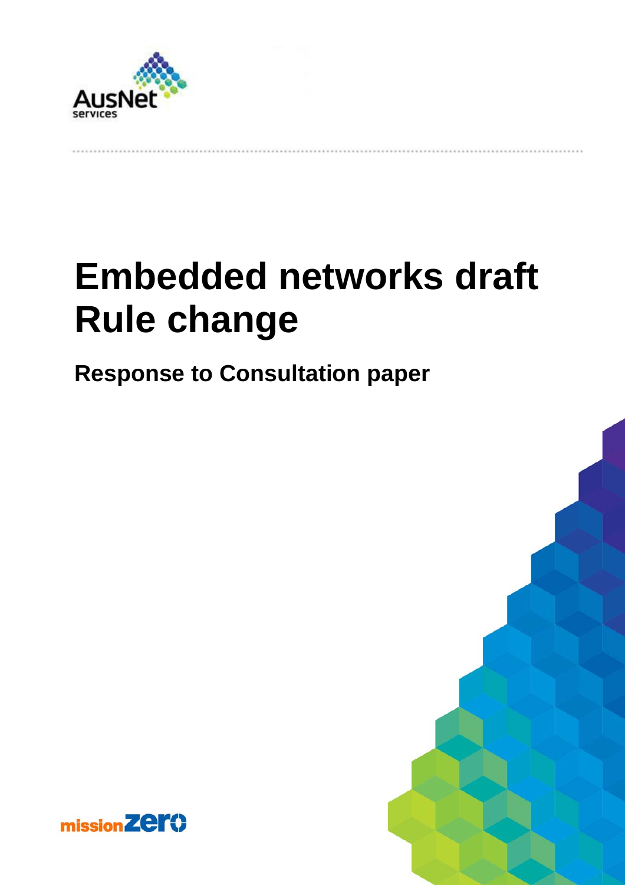# Embedded networks draft Rule change

## Response to Consultation paper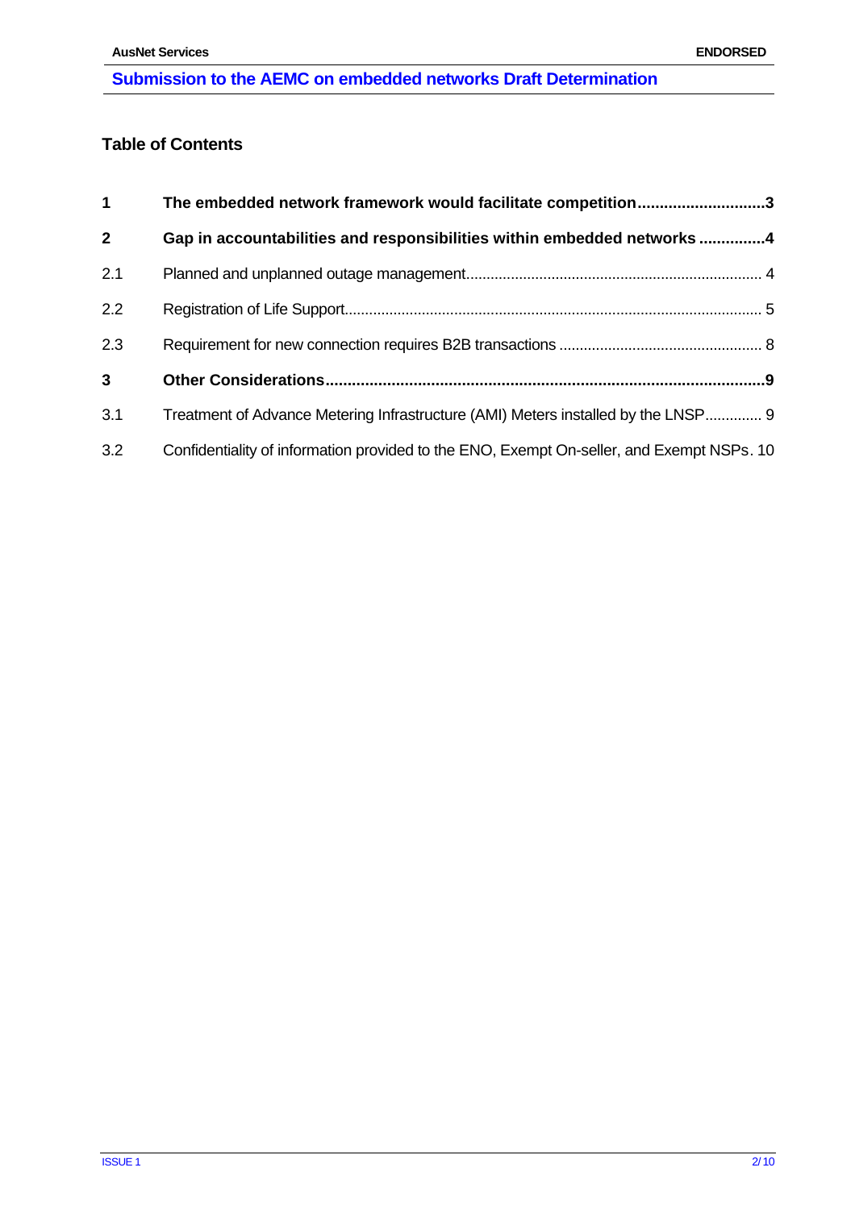## Table of Contents

| | | |
|---|---|---|
| **1** | **The embedded network framework would facilitate competition** | **3** |
| **2** | **Gap in accountabilities and responsibilities within embedded networks** | **4** |
| 2.1 | Planned and unplanned outage management | 4 |
| 2.2 | Registration of Life Support | 5 |
| 2.3 | Requirement for new connection requires B2B transactions | 8 |
| **3** | **Other Considerations** | **9** |
| 3.1 | Treatment of Advance Metering Infrastructure (AMI) Meters installed by the LNSP | 9 |
| 3.2 | Confidentiality of information provided to the ENO, Exempt On-seller, and Exempt NSPs | 10 |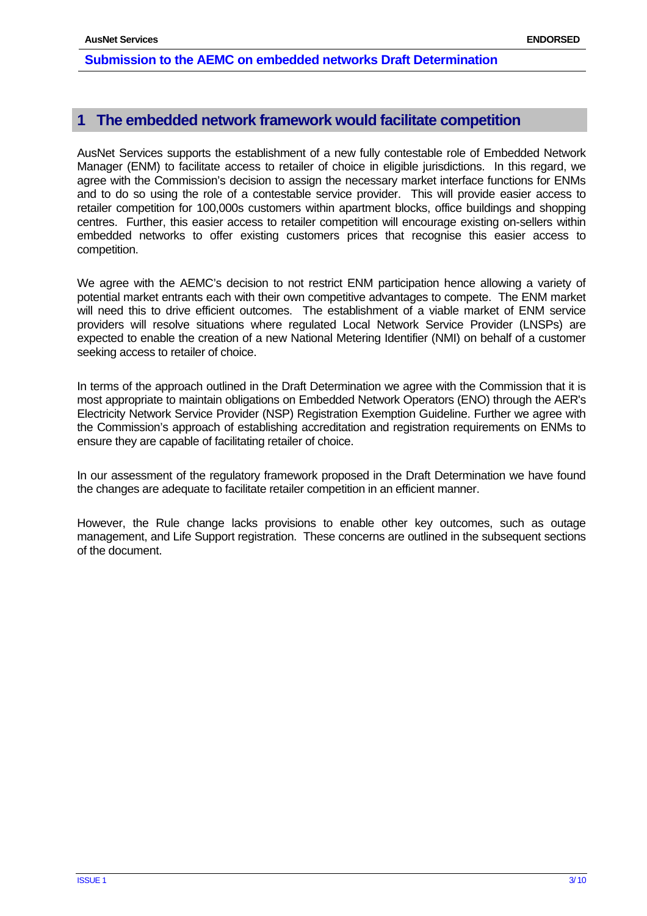# 1 The embedded network framework would facilitate competition

AusNet Services supports the establishment of a new fully contestable role of Embedded Network Manager (ENM) to facilitate access to retailer of choice in eligible jurisdictions. In this regard, we agree with the Commission's decision to assign the necessary market interface functions for ENMs and to do so using the role of a contestable service provider. This will provide easier access to retailer competition for 100,000s customers within apartment blocks, office buildings and shopping centres. Further, this easier access to retailer competition will encourage existing on-sellers within embedded networks to offer existing customers prices that recognise this easier access to competition.

We agree with the AEMC's decision to not restrict ENM participation hence allowing a variety of potential market entrants each with their own competitive advantages to compete. The ENM market will need this to drive efficient outcomes. The establishment of a viable market of ENM service providers will resolve situations where regulated Local Network Service Provider (LNSPs) are expected to enable the creation of a new National Metering Identifier (NMI) on behalf of a customer seeking access to retailer of choice.

In terms of the approach outlined in the Draft Determination we agree with the Commission that it is most appropriate to maintain obligations on Embedded Network Operators (ENO) through the AER's Electricity Network Service Provider (NSP) Registration Exemption Guideline. Further we agree with the Commission's approach of establishing accreditation and registration requirements on ENMs to ensure they are capable of facilitating retailer of choice.

In our assessment of the regulatory framework proposed in the Draft Determination we have found the changes are adequate to facilitate retailer competition in an efficient manner.

However, the Rule change lacks provisions to enable other key outcomes, such as outage management, and Life Support registration. These concerns are outlined in the subsequent sections of the document.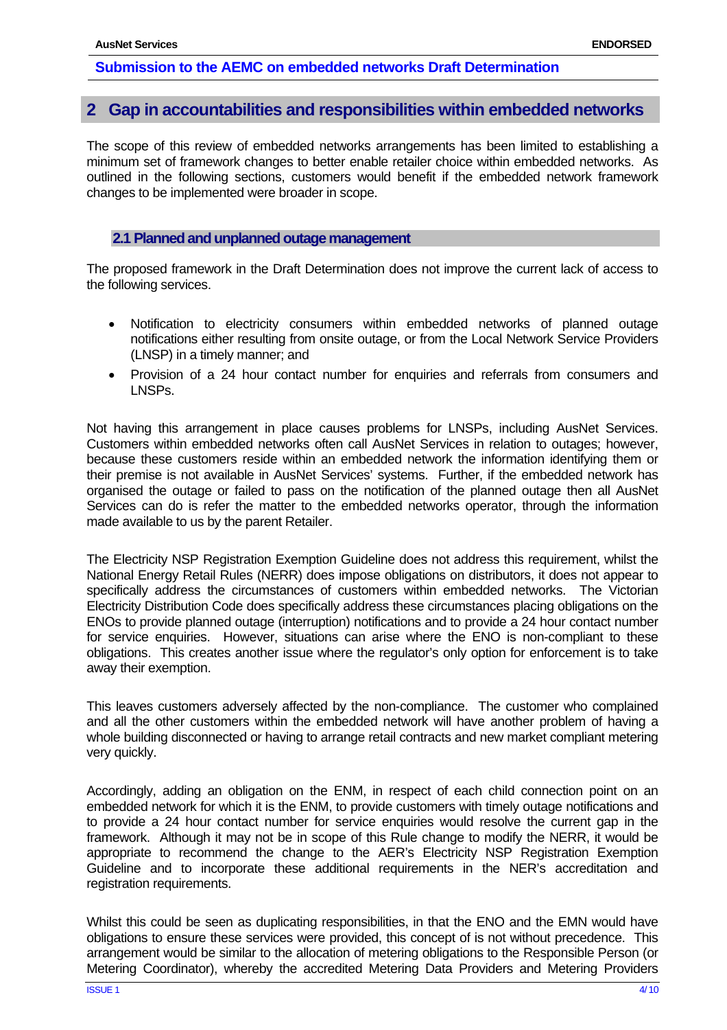## 2 Gap in accountabilities and responsibilities within embedded networks

The scope of this review of embedded networks arrangements has been limited to establishing a minimum set of framework changes to better enable retailer choice within embedded networks. As outlined in the following sections, customers would benefit if the embedded network framework changes to be implemented were broader in scope.

### 2.1 Planned and unplanned outage management

The proposed framework in the Draft Determination does not improve the current lack of access to the following services.

- Notification to electricity consumers within embedded networks of planned outage notifications either resulting from onsite outage, or from the Local Network Service Providers (LNSP) in a timely manner; and
- Provision of a 24 hour contact number for enquiries and referrals from consumers and LNSPs.

Not having this arrangement in place causes problems for LNSPs, including AusNet Services. Customers within embedded networks often call AusNet Services in relation to outages; however, because these customers reside within an embedded network the information identifying them or their premise is not available in AusNet Services' systems. Further, if the embedded network has organised the outage or failed to pass on the notification of the planned outage then all AusNet Services can do is refer the matter to the embedded networks operator, through the information made available to us by the parent Retailer.

The Electricity NSP Registration Exemption Guideline does not address this requirement, whilst the National Energy Retail Rules (NERR) does impose obligations on distributors, it does not appear to specifically address the circumstances of customers within embedded networks. The Victorian Electricity Distribution Code does specifically address these circumstances placing obligations on the ENOs to provide planned outage (interruption) notifications and to provide a 24 hour contact number for service enquiries. However, situations can arise where the ENO is non-compliant to these obligations. This creates another issue where the regulator's only option for enforcement is to take away their exemption.

This leaves customers adversely affected by the non-compliance. The customer who complained and all the other customers within the embedded network will have another problem of having a whole building disconnected or having to arrange retail contracts and new market compliant metering very quickly.

Accordingly, adding an obligation on the ENM, in respect of each child connection point on an embedded network for which it is the ENM, to provide customers with timely outage notifications and to provide a 24 hour contact number for service enquiries would resolve the current gap in the framework. Although it may not be in scope of this Rule change to modify the NERR, it would be appropriate to recommend the change to the AER's Electricity NSP Registration Exemption Guideline and to incorporate these additional requirements in the NER's accreditation and registration requirements.

Whilst this could be seen as duplicating responsibilities, in that the ENO and the EMN would have obligations to ensure these services were provided, this concept of is not without precedence. This arrangement would be similar to the allocation of metering obligations to the Responsible Person (or Metering Coordinator), whereby the accredited Metering Data Providers and Metering Providers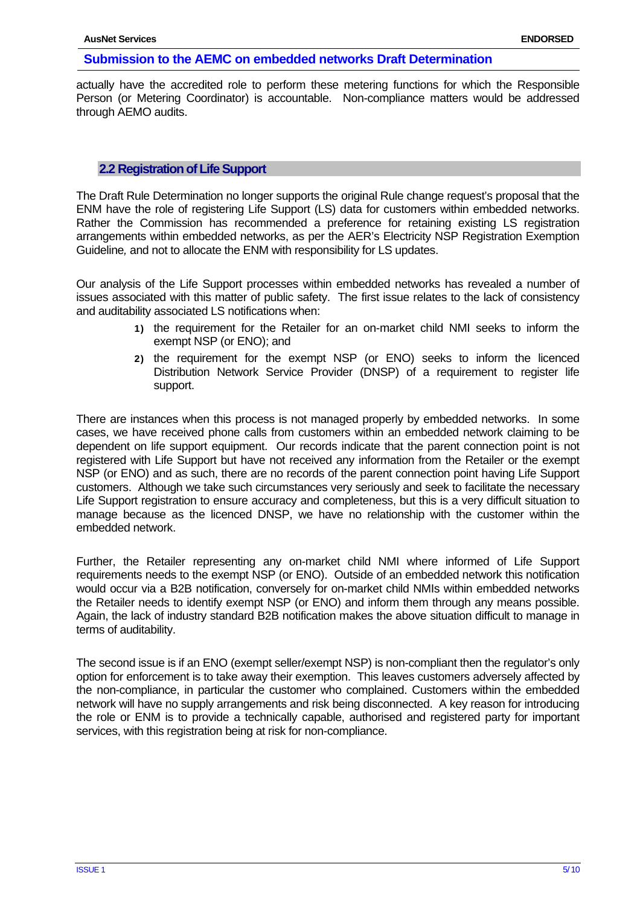actually have the accredited role to perform these metering functions for which the Responsible Person (or Metering Coordinator) is accountable. Non-compliance matters would be addressed through AEMO audits.

## 2.2 Registration of Life Support

The Draft Rule Determination no longer supports the original Rule change request's proposal that the ENM have the role of registering Life Support (LS) data for customers within embedded networks. Rather the Commission has recommended a preference for retaining existing LS registration arrangements within embedded networks, as per the AER's Electricity NSP Registration Exemption Guideline*,* and not to allocate the ENM with responsibility for LS updates.

Our analysis of the Life Support processes within embedded networks has revealed a number of issues associated with this matter of public safety. The first issue relates to the lack of consistency and auditability associated LS notifications when:

1) the requirement for the Retailer for an on-market child NMI seeks to inform the exempt NSP (or ENO); and
2) the requirement for the exempt NSP (or ENO) seeks to inform the licenced Distribution Network Service Provider (DNSP) of a requirement to register life support.

There are instances when this process is not managed properly by embedded networks. In some cases, we have received phone calls from customers within an embedded network claiming to be dependent on life support equipment. Our records indicate that the parent connection point is not registered with Life Support but have not received any information from the Retailer or the exempt NSP (or ENO) and as such, there are no records of the parent connection point having Life Support customers. Although we take such circumstances very seriously and seek to facilitate the necessary Life Support registration to ensure accuracy and completeness, but this is a very difficult situation to manage because as the licenced DNSP, we have no relationship with the customer within the embedded network.

Further, the Retailer representing any on-market child NMI where informed of Life Support requirements needs to the exempt NSP (or ENO). Outside of an embedded network this notification would occur via a B2B notification, conversely for on-market child NMIs within embedded networks the Retailer needs to identify exempt NSP (or ENO) and inform them through any means possible. Again, the lack of industry standard B2B notification makes the above situation difficult to manage in terms of auditability.

The second issue is if an ENO (exempt seller/exempt NSP) is non-compliant then the regulator's only option for enforcement is to take away their exemption. This leaves customers adversely affected by the non-compliance, in particular the customer who complained. Customers within the embedded network will have no supply arrangements and risk being disconnected. A key reason for introducing the role or ENM is to provide a technically capable, authorised and registered party for important services, with this registration being at risk for non-compliance.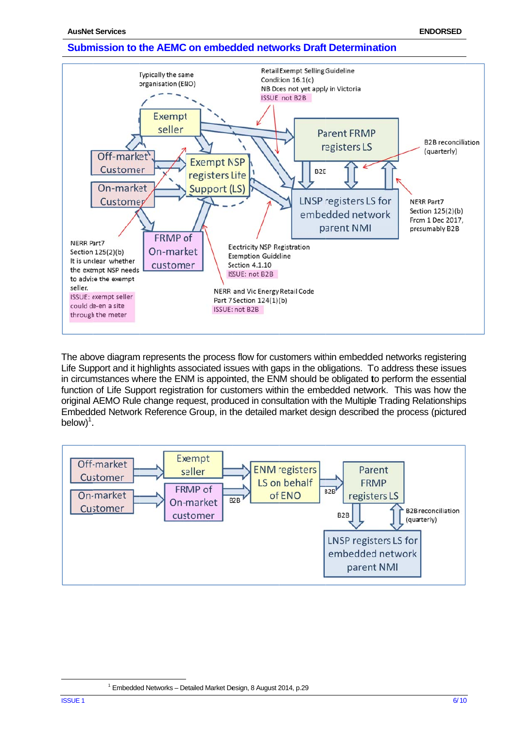## Submission to the AEMC on embedded networks Draft Determination

Typically the same organisation (ENO)

Retail Exempt Selling Guideline Condition 16.1(c)
NB Does not yet apply in Victoria
ISSUE not B2B

Exempt seller

Parent FRMP registers LS

B2B reconciliation (quarterly)

Off-market Customer

Exempt NSP registers Life Support (LS)

B2B

On-market Customer

LNSP registers LS for embedded network parent NMI

NERR Part7 Section 125(2)(b) From 1 Dec 2017, presumably B2B

NERR Part7 Section 125(2)(b)
It is unclear whether the exempt NSP needs to advise the exempt seller.
ISSUE: exempt seller could de-en a site through the meter

FRMP of On-market customer

Electricity NSP Registration Exemption Guideline Section 4.1.10
ISSUE: not B2B

NERR and Vic Energy Retail Code Part 7 Section 124(1)(b)
ISSUE: not B2B

The above diagram represents the process flow for customers within embedded networks registering Life Support and it highlights associated issues with gaps in the obligations. To address these issues in circumstances where the ENM is appointed, the ENM should be obligated to perform the essential function of Life Support registration for customers within the embedded network. This was how the original AEMO Rule change request, produced in consultation with the Multiple Trading Relationships Embedded Network Reference Group, in the detailed market design described the process (pictured below)[1].

Off-market Customer

On-market Customer

Exempt seller

FRMP of On-market customer

B2B

ENM registers LS on behalf of ENO

B2B

Parent FRMP registers LS

B2B

B2B reconciliation (quarterly)

LNSP registers LS for embedded network parent NMI

[1] Embedded Networks – Detailed Market Design, 8 August 2014, p.29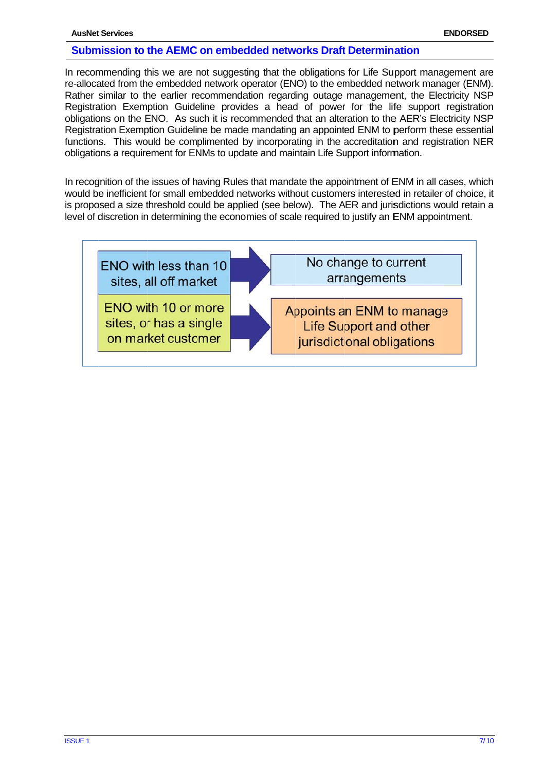In recommending this we are not suggesting that the obligations for Life Support management are re-allocated from the embedded network operator (ENO) to the embedded network manager (ENM). Rather similar to the earlier recommendation regarding outage management, the Electricity NSP Registration Exemption Guideline provides a head of power for the life support registration obligations on the ENO. As such it is recommended that an alteration to the AER's Electricity NSP Registration Exemption Guideline be made mandating an appointed ENM to perform these essential functions. This would be complimented by incorporating in the accreditation and registration NER obligations a requirement for ENMs to update and maintain Life Support information.

In recognition of the issues of having Rules that mandate the appointment of ENM in all cases, which would be inefficient for small embedded networks without customers interested in retailer of choice, it is proposed a size threshold could be applied (see below). The AER and jurisdictions would retain a level of discretion in determining the economies of scale required to justify an ENM appointment.

| Embedded network | Outcome |
| --- | --- |
| ENO with less than 10 sites, all off market | No change to current arrangements |
| ENO with 10 or more sites, or has a single on market customer | Appoints an ENM to manage Life Support and other jurisdictional obligations |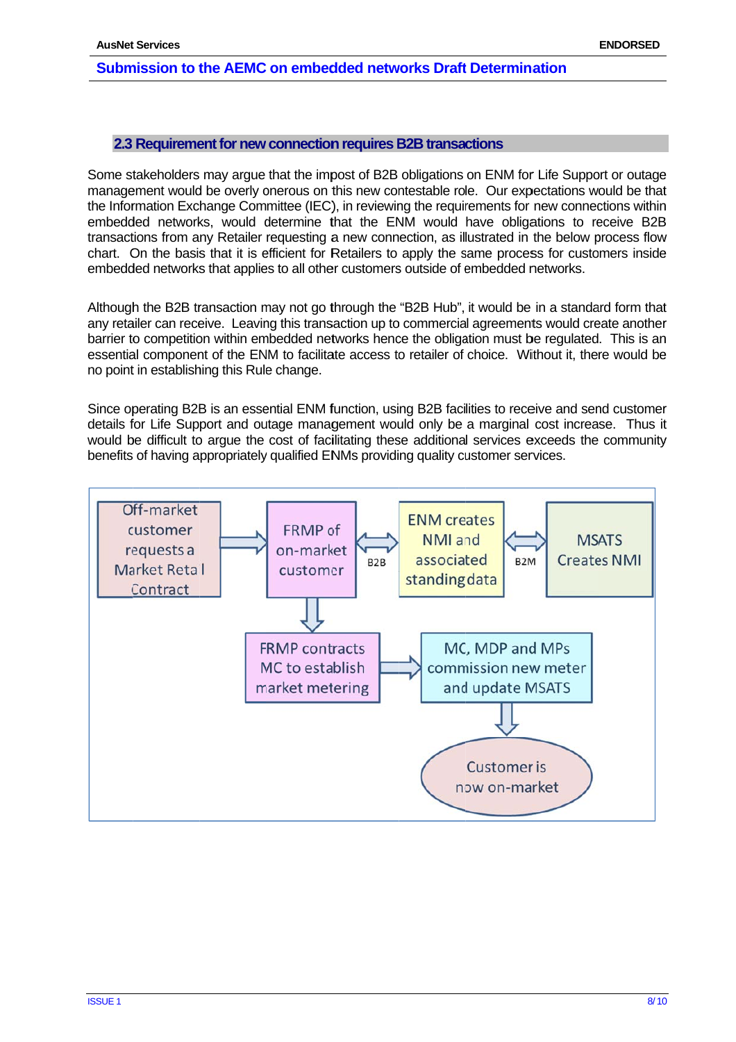## 2.3 Requirement for new connection requires B2B transactions

Some stakeholders may argue that the impost of B2B obligations on ENM for Life Support or outage management would be overly onerous on this new contestable role. Our expectations would be that the Information Exchange Committee (IEC), in reviewing the requirements for new connections within embedded networks, would determine that the ENM would have obligations to receive B2B transactions from any Retailer requesting a new connection, as illustrated in the below process flow chart. On the basis that it is efficient for Retailers to apply the same process for customers inside embedded networks that applies to all other customers outside of embedded networks.

Although the B2B transaction may not go through the "B2B Hub", it would be in a standard form that any retailer can receive. Leaving this transaction up to commercial agreements would create another barrier to competition within embedded networks hence the obligation must be regulated. This is an essential component of the ENM to facilitate access to retailer of choice. Without it, there would be no point in establishing this Rule change.

Since operating B2B is an essential ENM function, using B2B facilities to receive and send customer details for Life Support and outage management would only be a marginal cost increase. Thus it would be difficult to argue the cost of facilitating these additional services exceeds the community benefits of having appropriately qualified ENMs providing quality customer services.

Off-market customer requests a Market Retail Contract → FRMP of on-market customer ↔ (B2B) ↔ ENM creates NMI and associated standing data ↔ (B2M) ↔ MSATS Creates NMI

FRMP of on-market customer → FRMP contracts MC to establish market metering → MC, MDP and MPs commission new meter and update MSATS → Customer is now on-market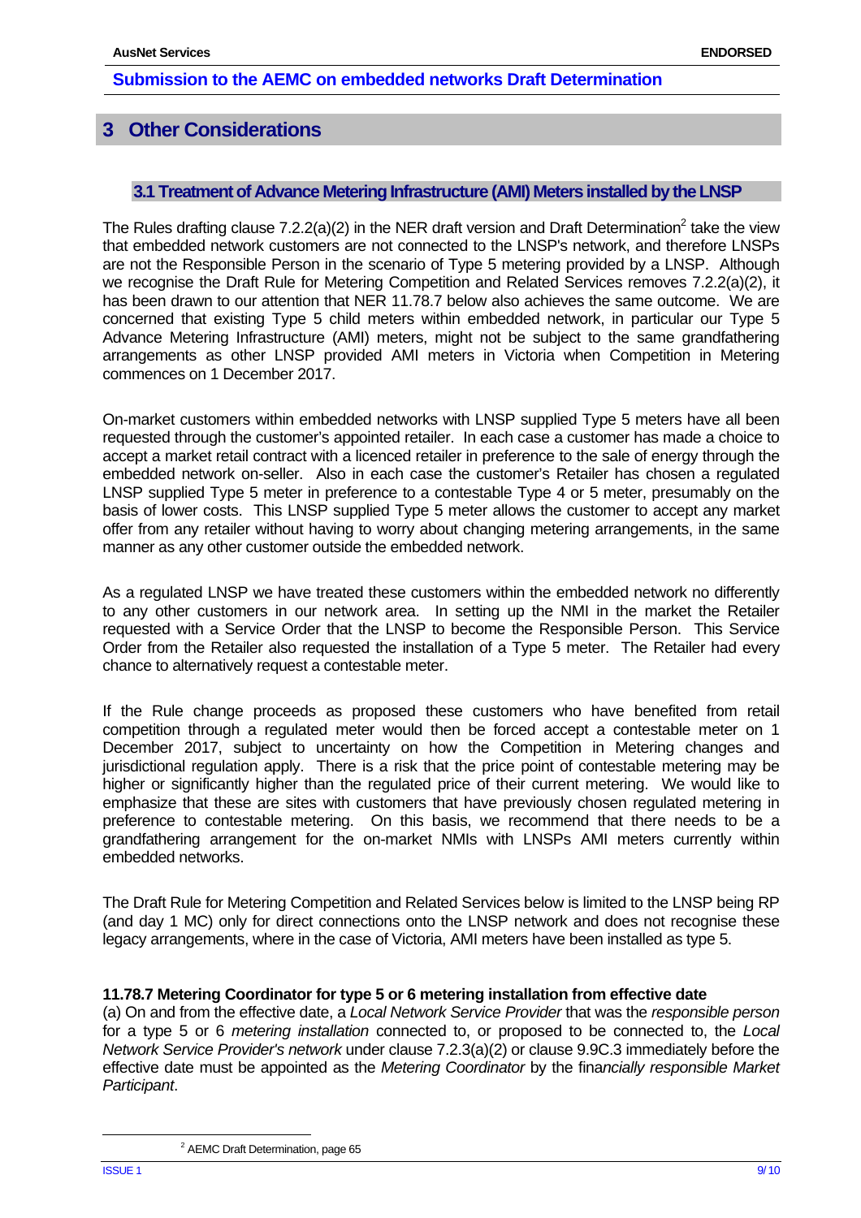# 3 Other Considerations

## 3.1 Treatment of Advance Metering Infrastructure (AMI) Meters installed by the LNSP

The Rules drafting clause 7.2.2(a)(2) in the NER draft version and Draft Determination[2] take the view that embedded network customers are not connected to the LNSP's network, and therefore LNSPs are not the Responsible Person in the scenario of Type 5 metering provided by a LNSP. Although we recognise the Draft Rule for Metering Competition and Related Services removes 7.2.2(a)(2), it has been drawn to our attention that NER 11.78.7 below also achieves the same outcome. We are concerned that existing Type 5 child meters within embedded network, in particular our Type 5 Advance Metering Infrastructure (AMI) meters, might not be subject to the same grandfathering arrangements as other LNSP provided AMI meters in Victoria when Competition in Metering commences on 1 December 2017.

On-market customers within embedded networks with LNSP supplied Type 5 meters have all been requested through the customer's appointed retailer. In each case a customer has made a choice to accept a market retail contract with a licenced retailer in preference to the sale of energy through the embedded network on-seller. Also in each case the customer's Retailer has chosen a regulated LNSP supplied Type 5 meter in preference to a contestable Type 4 or 5 meter, presumably on the basis of lower costs. This LNSP supplied Type 5 meter allows the customer to accept any market offer from any retailer without having to worry about changing metering arrangements, in the same manner as any other customer outside the embedded network.

As a regulated LNSP we have treated these customers within the embedded network no differently to any other customers in our network area. In setting up the NMI in the market the Retailer requested with a Service Order that the LNSP to become the Responsible Person. This Service Order from the Retailer also requested the installation of a Type 5 meter. The Retailer had every chance to alternatively request a contestable meter.

If the Rule change proceeds as proposed these customers who have benefited from retail competition through a regulated meter would then be forced accept a contestable meter on 1 December 2017, subject to uncertainty on how the Competition in Metering changes and jurisdictional regulation apply. There is a risk that the price point of contestable metering may be higher or significantly higher than the regulated price of their current metering. We would like to emphasize that these are sites with customers that have previously chosen regulated metering in preference to contestable metering. On this basis, we recommend that there needs to be a grandfathering arrangement for the on-market NMIs with LNSPs AMI meters currently within embedded networks.

The Draft Rule for Metering Competition and Related Services below is limited to the LNSP being RP (and day 1 MC) only for direct connections onto the LNSP network and does not recognise these legacy arrangements, where in the case of Victoria, AMI meters have been installed as type 5.

**11.78.7 Metering Coordinator for type 5 or 6 metering installation from effective date**

(a) On and from the effective date, a *Local Network Service Provider* that was the *responsible person* for a type 5 or 6 *metering installation* connected to, or proposed to be connected to, the *Local Network Service Provider's network* under clause 7.2.3(a)(2) or clause 9.9C.3 immediately before the effective date must be appointed as the *Metering Coordinator* by the fin*ancially responsible Market Participant*.

[2] AEMC Draft Determination, page 65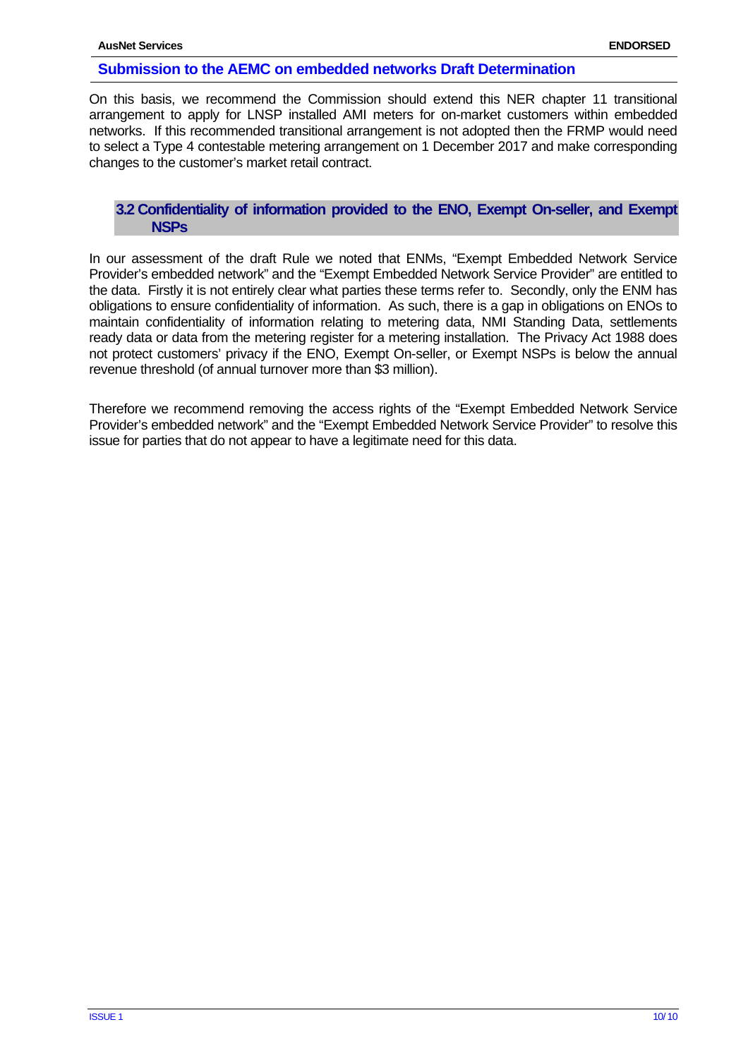On this basis, we recommend the Commission should extend this NER chapter 11 transitional arrangement to apply for LNSP installed AMI meters for on-market customers within embedded networks. If this recommended transitional arrangement is not adopted then the FRMP would need to select a Type 4 contestable metering arrangement on 1 December 2017 and make corresponding changes to the customer's market retail contract.

## 3.2 Confidentiality of information provided to the ENO, Exempt On-seller, and Exempt NSPs

In our assessment of the draft Rule we noted that ENMs, "Exempt Embedded Network Service Provider's embedded network" and the "Exempt Embedded Network Service Provider" are entitled to the data. Firstly it is not entirely clear what parties these terms refer to. Secondly, only the ENM has obligations to ensure confidentiality of information. As such, there is a gap in obligations on ENOs to maintain confidentiality of information relating to metering data, NMI Standing Data, settlements ready data or data from the metering register for a metering installation. The Privacy Act 1988 does not protect customers' privacy if the ENO, Exempt On-seller, or Exempt NSPs is below the annual revenue threshold (of annual turnover more than $3 million).

Therefore we recommend removing the access rights of the "Exempt Embedded Network Service Provider's embedded network" and the "Exempt Embedded Network Service Provider" to resolve this issue for parties that do not appear to have a legitimate need for this data.